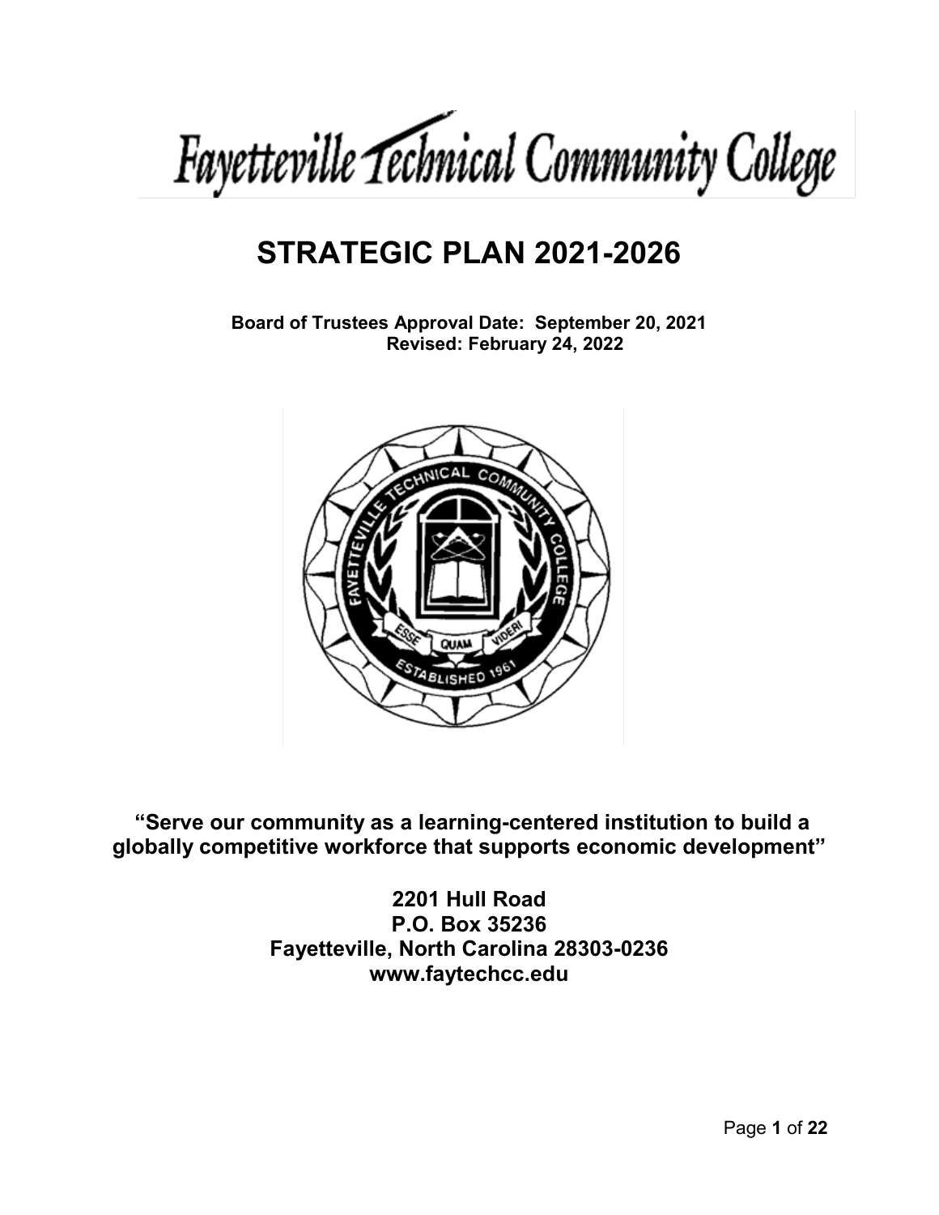# Fayetteville Technical Community College

# STRATEGIC PLAN 2021-2026

**Board of Trustees Approval Date: September 20, 2021**
**Revised: February 24, 2022**

**"Serve our community as a learning-centered institution to build a globally competitive workforce that supports economic development"**

**2201 Hull Road**
**P.O. Box 35236**
**Fayetteville, North Carolina 28303-0236**
**www.faytechcc.edu**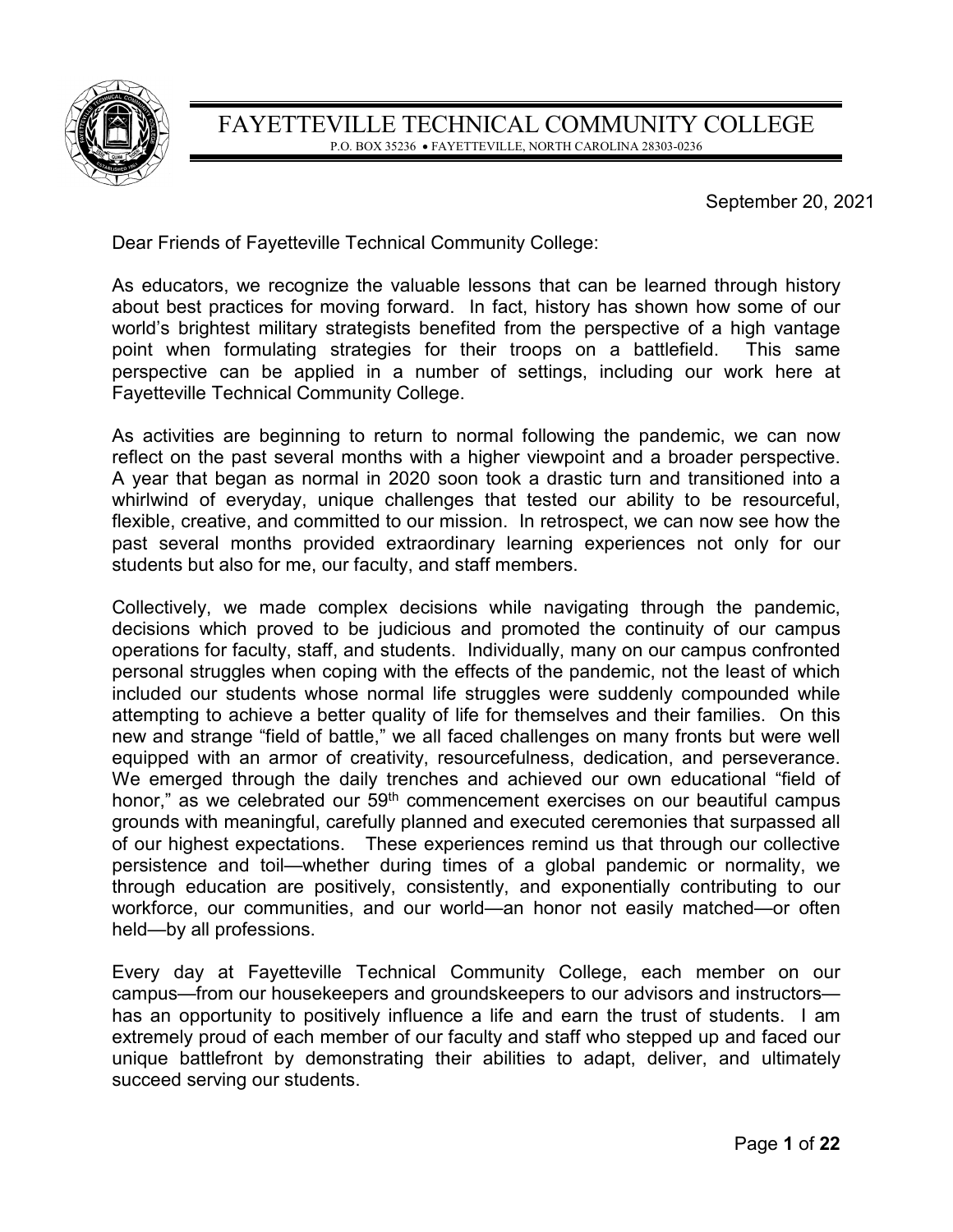# FAYETTEVILLE TECHNICAL COMMUNITY COLLEGE

P.O. BOX 35236 • FAYETTEVILLE, NORTH CAROLINA 28303-0236

September 20, 2021

Dear Friends of Fayetteville Technical Community College:

As educators, we recognize the valuable lessons that can be learned through history about best practices for moving forward. In fact, history has shown how some of our world's brightest military strategists benefited from the perspective of a high vantage point when formulating strategies for their troops on a battlefield. This same perspective can be applied in a number of settings, including our work here at Fayetteville Technical Community College.

As activities are beginning to return to normal following the pandemic, we can now reflect on the past several months with a higher viewpoint and a broader perspective. A year that began as normal in 2020 soon took a drastic turn and transitioned into a whirlwind of everyday, unique challenges that tested our ability to be resourceful, flexible, creative, and committed to our mission. In retrospect, we can now see how the past several months provided extraordinary learning experiences not only for our students but also for me, our faculty, and staff members.

Collectively, we made complex decisions while navigating through the pandemic, decisions which proved to be judicious and promoted the continuity of our campus operations for faculty, staff, and students. Individually, many on our campus confronted personal struggles when coping with the effects of the pandemic, not the least of which included our students whose normal life struggles were suddenly compounded while attempting to achieve a better quality of life for themselves and their families. On this new and strange "field of battle," we all faced challenges on many fronts but were well equipped with an armor of creativity, resourcefulness, dedication, and perseverance. We emerged through the daily trenches and achieved our own educational "field of honor," as we celebrated our 59th commencement exercises on our beautiful campus grounds with meaningful, carefully planned and executed ceremonies that surpassed all of our highest expectations. These experiences remind us that through our collective persistence and toil—whether during times of a global pandemic or normality, we through education are positively, consistently, and exponentially contributing to our workforce, our communities, and our world—an honor not easily matched—or often held—by all professions.

Every day at Fayetteville Technical Community College, each member on our campus—from our housekeepers and groundskeepers to our advisors and instructors—has an opportunity to positively influence a life and earn the trust of students. I am extremely proud of each member of our faculty and staff who stepped up and faced our unique battlefront by demonstrating their abilities to adapt, deliver, and ultimately succeed serving our students.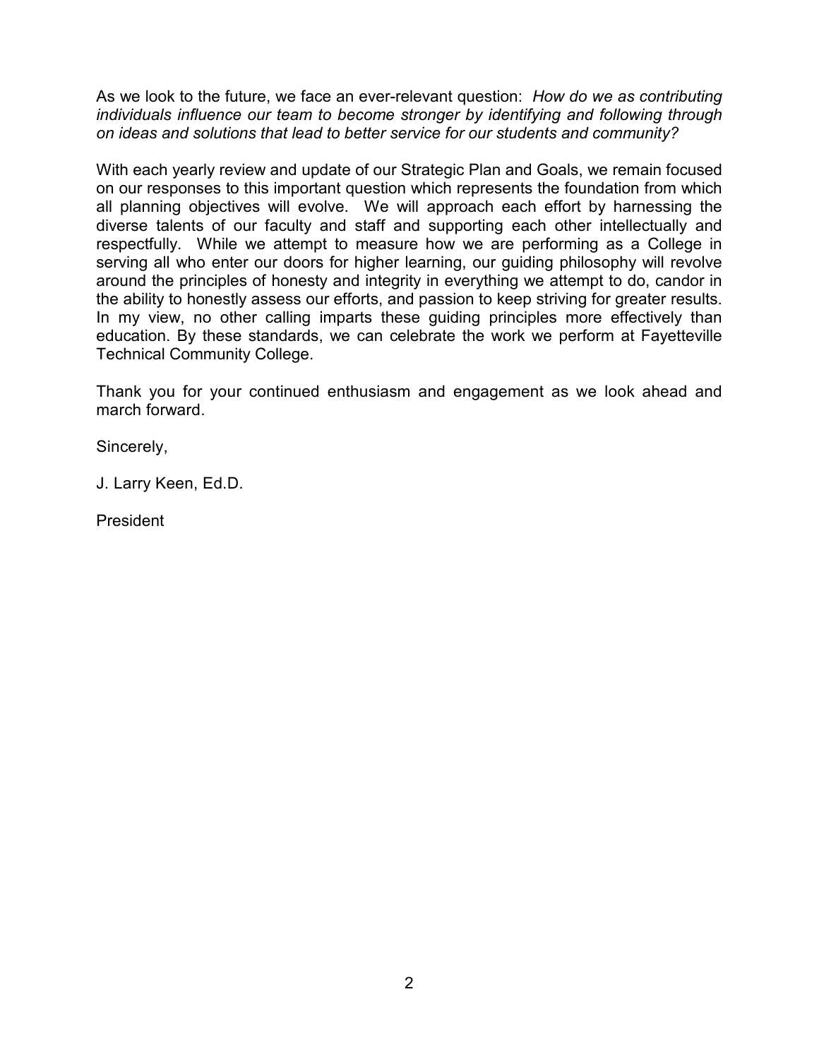As we look to the future, we face an ever-relevant question: *How do we as contributing individuals influence our team to become stronger by identifying and following through on ideas and solutions that lead to better service for our students and community?*

With each yearly review and update of our Strategic Plan and Goals, we remain focused on our responses to this important question which represents the foundation from which all planning objectives will evolve. We will approach each effort by harnessing the diverse talents of our faculty and staff and supporting each other intellectually and respectfully. While we attempt to measure how we are performing as a College in serving all who enter our doors for higher learning, our guiding philosophy will revolve around the principles of honesty and integrity in everything we attempt to do, candor in the ability to honestly assess our efforts, and passion to keep striving for greater results. In my view, no other calling imparts these guiding principles more effectively than education. By these standards, we can celebrate the work we perform at Fayetteville Technical Community College.

Thank you for your continued enthusiasm and engagement as we look ahead and march forward.

Sincerely,

J. Larry Keen, Ed.D.

President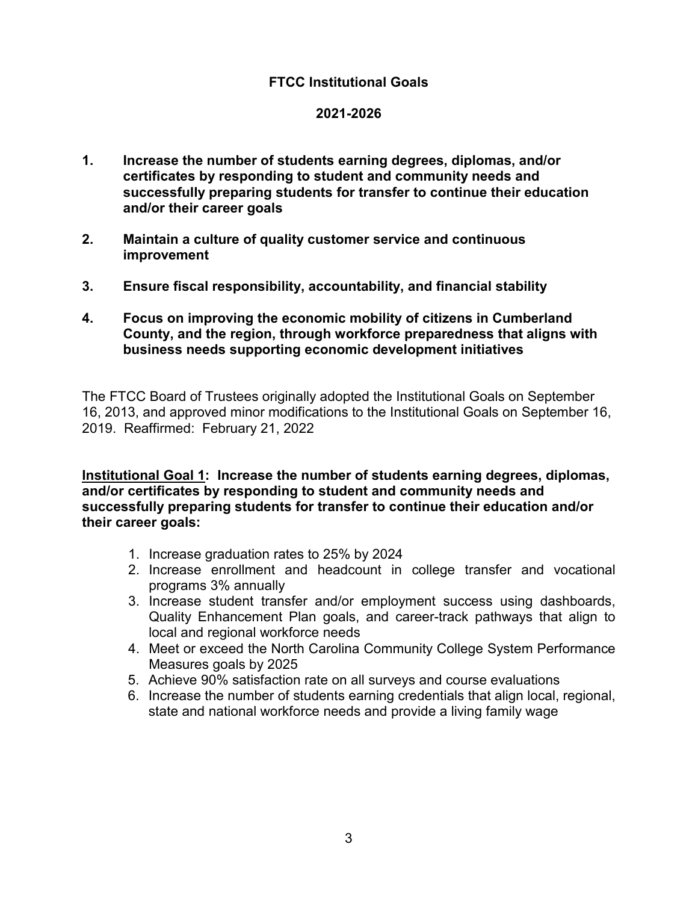# FTCC Institutional Goals

## 2021-2026

1. **Increase the number of students earning degrees, diplomas, and/or certificates by responding to student and community needs and successfully preparing students for transfer to continue their education and/or their career goals**

2. **Maintain a culture of quality customer service and continuous improvement**

3. **Ensure fiscal responsibility, accountability, and financial stability**

4. **Focus on improving the economic mobility of citizens in Cumberland County, and the region, through workforce preparedness that aligns with business needs supporting economic development initiatives**

The FTCC Board of Trustees originally adopted the Institutional Goals on September 16, 2013, and approved minor modifications to the Institutional Goals on September 16, 2019. Reaffirmed: February 21, 2022

**<u>Institutional Goal 1</u>: Increase the number of students earning degrees, diplomas, and/or certificates by responding to student and community needs and successfully preparing students for transfer to continue their education and/or their career goals:**

1. Increase graduation rates to 25% by 2024
2. Increase enrollment and headcount in college transfer and vocational programs 3% annually
3. Increase student transfer and/or employment success using dashboards, Quality Enhancement Plan goals, and career-track pathways that align to local and regional workforce needs
4. Meet or exceed the North Carolina Community College System Performance Measures goals by 2025
5. Achieve 90% satisfaction rate on all surveys and course evaluations
6. Increase the number of students earning credentials that align local, regional, state and national workforce needs and provide a living family wage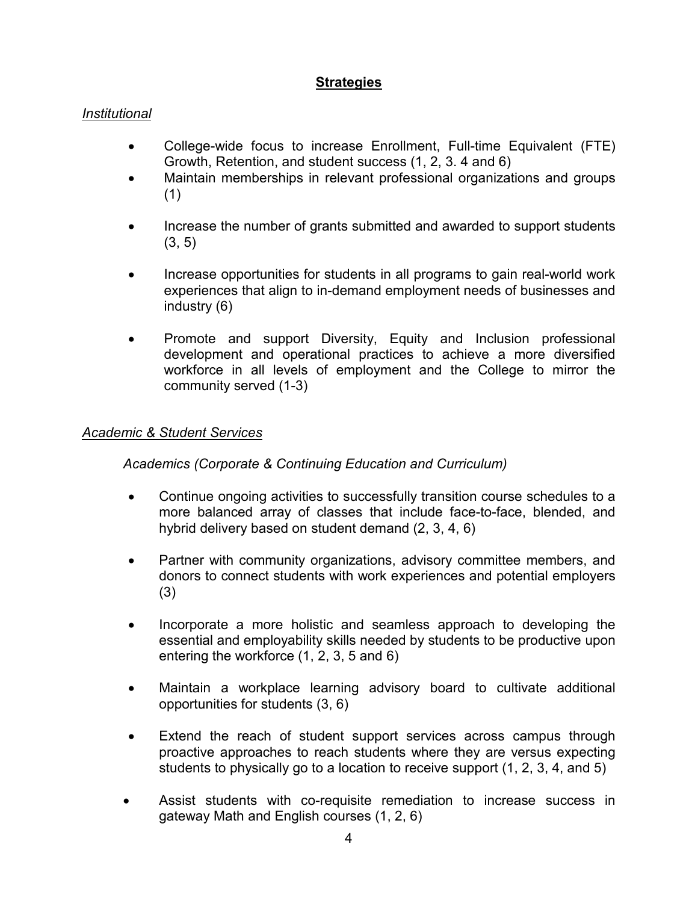## **Strategies**

*Institutional*

- College-wide focus to increase Enrollment, Full-time Equivalent (FTE) Growth, Retention, and student success (1, 2, 3. 4 and 6)
- Maintain memberships in relevant professional organizations and groups (1)
- Increase the number of grants submitted and awarded to support students (3, 5)
- Increase opportunities for students in all programs to gain real-world work experiences that align to in-demand employment needs of businesses and industry (6)
- Promote and support Diversity, Equity and Inclusion professional development and operational practices to achieve a more diversified workforce in all levels of employment and the College to mirror the community served (1-3)

*Academic & Student Services*

*Academics (Corporate & Continuing Education and Curriculum)*

- Continue ongoing activities to successfully transition course schedules to a more balanced array of classes that include face-to-face, blended, and hybrid delivery based on student demand (2, 3, 4, 6)
- Partner with community organizations, advisory committee members, and donors to connect students with work experiences and potential employers (3)
- Incorporate a more holistic and seamless approach to developing the essential and employability skills needed by students to be productive upon entering the workforce (1, 2, 3, 5 and 6)
- Maintain a workplace learning advisory board to cultivate additional opportunities for students (3, 6)
- Extend the reach of student support services across campus through proactive approaches to reach students where they are versus expecting students to physically go to a location to receive support (1, 2, 3, 4, and 5)
- Assist students with co-requisite remediation to increase success in gateway Math and English courses (1, 2, 6)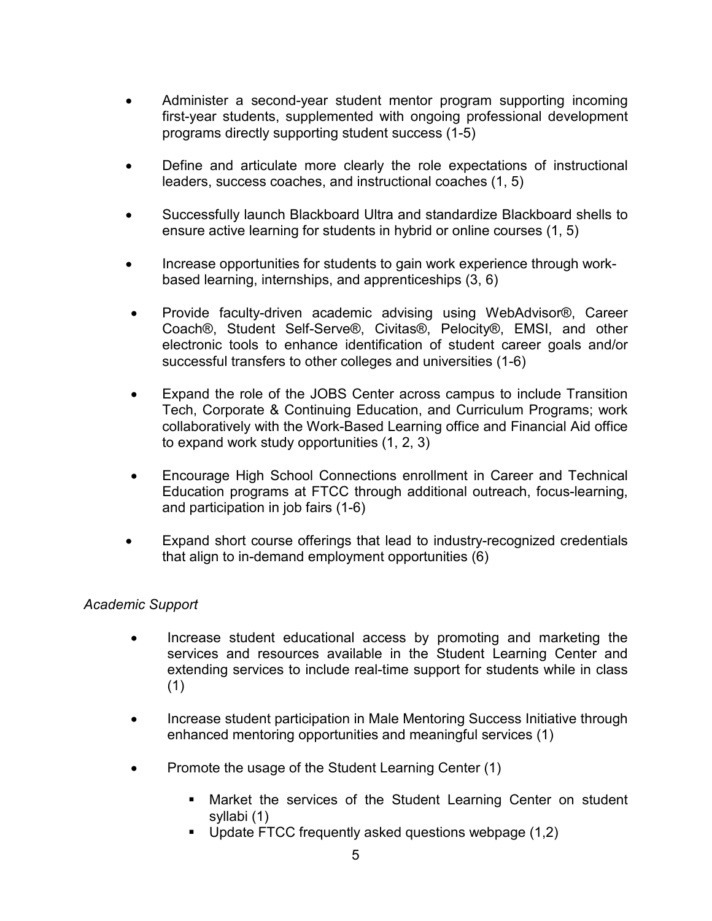- Administer a second-year student mentor program supporting incoming first-year students, supplemented with ongoing professional development programs directly supporting student success (1-5)

- Define and articulate more clearly the role expectations of instructional leaders, success coaches, and instructional coaches (1, 5)

- Successfully launch Blackboard Ultra and standardize Blackboard shells to ensure active learning for students in hybrid or online courses (1, 5)

- Increase opportunities for students to gain work experience through work-based learning, internships, and apprenticeships (3, 6)

- Provide faculty-driven academic advising using WebAdvisor®, Career Coach®, Student Self-Serve®, Civitas®, Pelocity®, EMSI, and other electronic tools to enhance identification of student career goals and/or successful transfers to other colleges and universities (1-6)

- Expand the role of the JOBS Center across campus to include Transition Tech, Corporate & Continuing Education, and Curriculum Programs; work collaboratively with the Work-Based Learning office and Financial Aid office to expand work study opportunities (1, 2, 3)

- Encourage High School Connections enrollment in Career and Technical Education programs at FTCC through additional outreach, focus-learning, and participation in job fairs (1-6)

- Expand short course offerings that lead to industry-recognized credentials that align to in-demand employment opportunities (6)

*Academic Support*

- Increase student educational access by promoting and marketing the services and resources available in the Student Learning Center and extending services to include real-time support for students while in class (1)

- Increase student participation in Male Mentoring Success Initiative through enhanced mentoring opportunities and meaningful services (1)

- Promote the usage of the Student Learning Center (1)
  - Market the services of the Student Learning Center on student syllabi (1)
  - Update FTCC frequently asked questions webpage (1,2)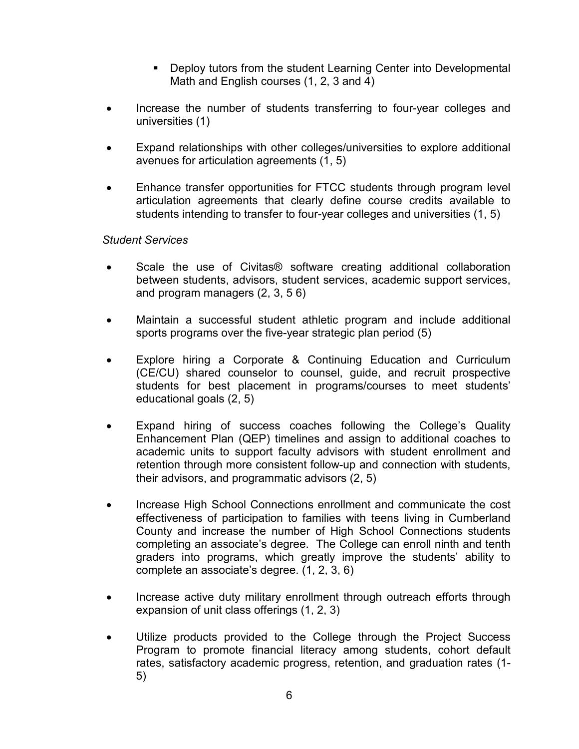- Deploy tutors from the student Learning Center into Developmental Math and English courses (1, 2, 3 and 4)

- Increase the number of students transferring to four-year colleges and universities (1)

- Expand relationships with other colleges/universities to explore additional avenues for articulation agreements (1, 5)

- Enhance transfer opportunities for FTCC students through program level articulation agreements that clearly define course credits available to students intending to transfer to four-year colleges and universities (1, 5)

*Student Services*

- Scale the use of Civitas® software creating additional collaboration between students, advisors, student services, academic support services, and program managers (2, 3, 5 6)

- Maintain a successful student athletic program and include additional sports programs over the five-year strategic plan period (5)

- Explore hiring a Corporate & Continuing Education and Curriculum (CE/CU) shared counselor to counsel, guide, and recruit prospective students for best placement in programs/courses to meet students' educational goals (2, 5)

- Expand hiring of success coaches following the College's Quality Enhancement Plan (QEP) timelines and assign to additional coaches to academic units to support faculty advisors with student enrollment and retention through more consistent follow-up and connection with students, their advisors, and programmatic advisors (2, 5)

- Increase High School Connections enrollment and communicate the cost effectiveness of participation to families with teens living in Cumberland County and increase the number of High School Connections students completing an associate's degree. The College can enroll ninth and tenth graders into programs, which greatly improve the students' ability to complete an associate's degree. (1, 2, 3, 6)

- Increase active duty military enrollment through outreach efforts through expansion of unit class offerings (1, 2, 3)

- Utilize products provided to the College through the Project Success Program to promote financial literacy among students, cohort default rates, satisfactory academic progress, retention, and graduation rates (1-5)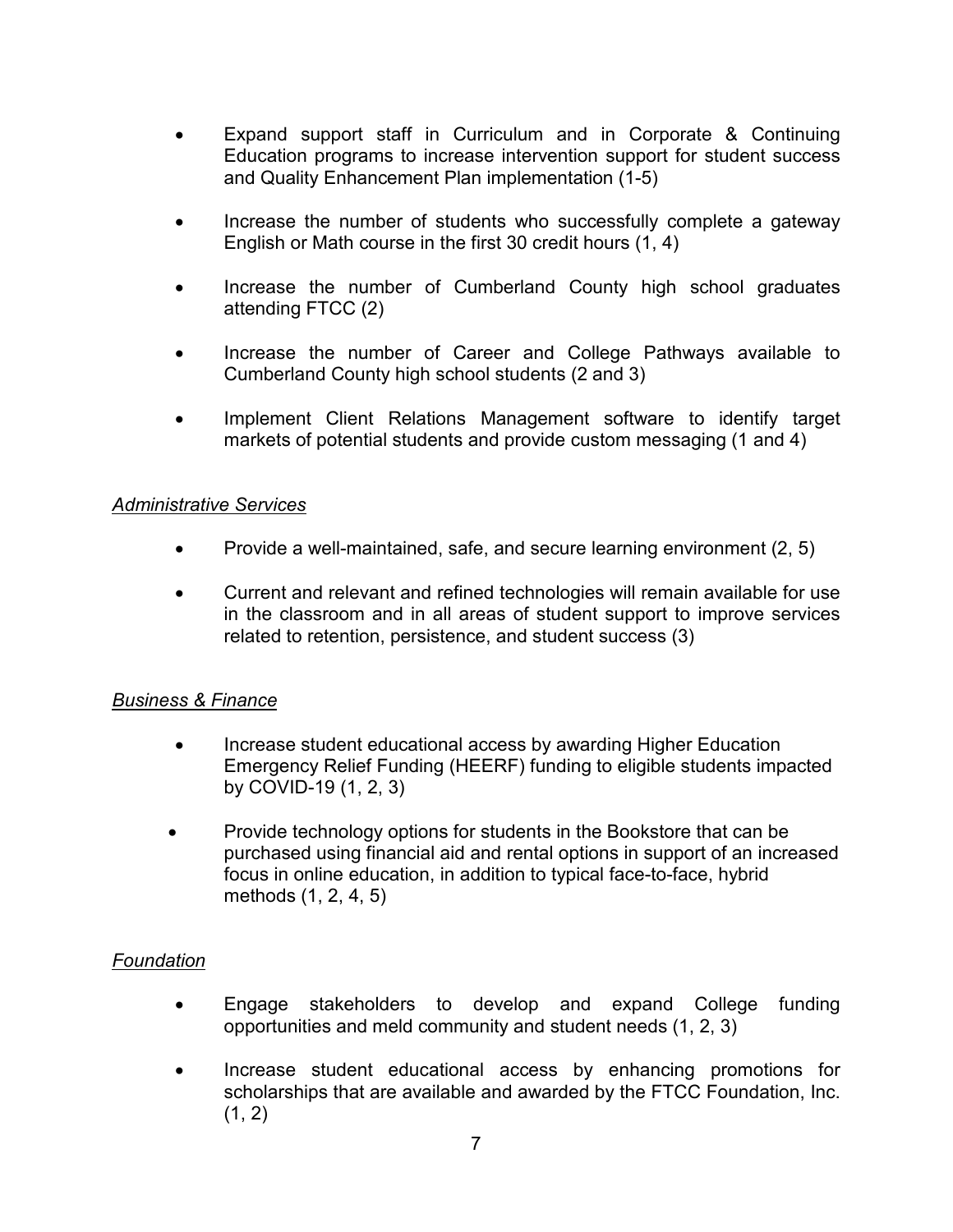- Expand support staff in Curriculum and in Corporate & Continuing Education programs to increase intervention support for student success and Quality Enhancement Plan implementation (1-5)
- Increase the number of students who successfully complete a gateway English or Math course in the first 30 credit hours (1, 4)
- Increase the number of Cumberland County high school graduates attending FTCC (2)
- Increase the number of Career and College Pathways available to Cumberland County high school students (2 and 3)
- Implement Client Relations Management software to identify target markets of potential students and provide custom messaging (1 and 4)

*Administrative Services*

- Provide a well-maintained, safe, and secure learning environment (2, 5)
- Current and relevant and refined technologies will remain available for use in the classroom and in all areas of student support to improve services related to retention, persistence, and student success (3)

*Business & Finance*

- Increase student educational access by awarding Higher Education Emergency Relief Funding (HEERF) funding to eligible students impacted by COVID-19 (1, 2, 3)
- Provide technology options for students in the Bookstore that can be purchased using financial aid and rental options in support of an increased focus in online education, in addition to typical face-to-face, hybrid methods (1, 2, 4, 5)

*Foundation*

- Engage stakeholders to develop and expand College funding opportunities and meld community and student needs (1, 2, 3)
- Increase student educational access by enhancing promotions for scholarships that are available and awarded by the FTCC Foundation, Inc. (1, 2)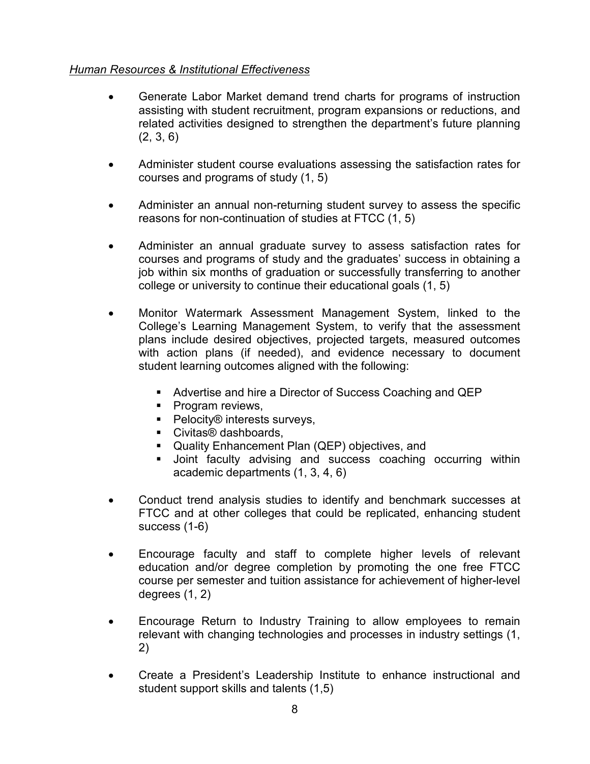*Human Resources & Institutional Effectiveness*

- Generate Labor Market demand trend charts for programs of instruction assisting with student recruitment, program expansions or reductions, and related activities designed to strengthen the department's future planning (2, 3, 6)

- Administer student course evaluations assessing the satisfaction rates for courses and programs of study (1, 5)

- Administer an annual non-returning student survey to assess the specific reasons for non-continuation of studies at FTCC (1, 5)

- Administer an annual graduate survey to assess satisfaction rates for courses and programs of study and the graduates' success in obtaining a job within six months of graduation or successfully transferring to another college or university to continue their educational goals (1, 5)

- Monitor Watermark Assessment Management System, linked to the College's Learning Management System, to verify that the assessment plans include desired objectives, projected targets, measured outcomes with action plans (if needed), and evidence necessary to document student learning outcomes aligned with the following:
  - Advertise and hire a Director of Success Coaching and QEP
  - Program reviews,
  - Pelocity® interests surveys,
  - Civitas® dashboards,
  - Quality Enhancement Plan (QEP) objectives, and
  - Joint faculty advising and success coaching occurring within academic departments (1, 3, 4, 6)

- Conduct trend analysis studies to identify and benchmark successes at FTCC and at other colleges that could be replicated, enhancing student success (1-6)

- Encourage faculty and staff to complete higher levels of relevant education and/or degree completion by promoting the one free FTCC course per semester and tuition assistance for achievement of higher-level degrees (1, 2)

- Encourage Return to Industry Training to allow employees to remain relevant with changing technologies and processes in industry settings (1, 2)

- Create a President's Leadership Institute to enhance instructional and student support skills and talents (1,5)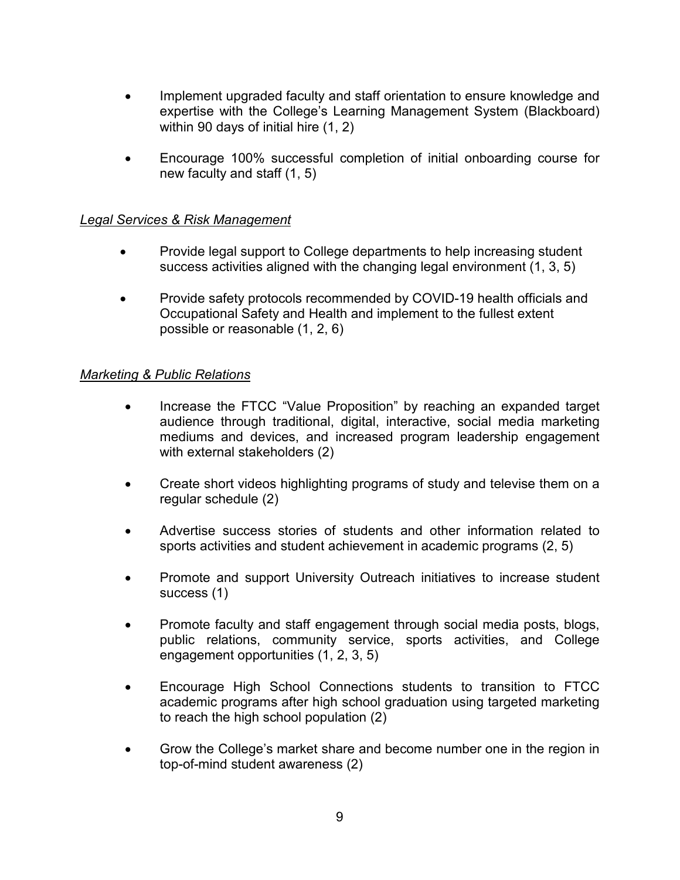- Implement upgraded faculty and staff orientation to ensure knowledge and expertise with the College's Learning Management System (Blackboard) within 90 days of initial hire (1, 2)

- Encourage 100% successful completion of initial onboarding course for new faculty and staff (1, 5)

*Legal Services & Risk Management*

- Provide legal support to College departments to help increasing student success activities aligned with the changing legal environment (1, 3, 5)

- Provide safety protocols recommended by COVID-19 health officials and Occupational Safety and Health and implement to the fullest extent possible or reasonable (1, 2, 6)

*Marketing & Public Relations*

- Increase the FTCC "Value Proposition" by reaching an expanded target audience through traditional, digital, interactive, social media marketing mediums and devices, and increased program leadership engagement with external stakeholders (2)

- Create short videos highlighting programs of study and televise them on a regular schedule (2)

- Advertise success stories of students and other information related to sports activities and student achievement in academic programs (2, 5)

- Promote and support University Outreach initiatives to increase student success (1)

- Promote faculty and staff engagement through social media posts, blogs, public relations, community service, sports activities, and College engagement opportunities (1, 2, 3, 5)

- Encourage High School Connections students to transition to FTCC academic programs after high school graduation using targeted marketing to reach the high school population (2)

- Grow the College's market share and become number one in the region in top-of-mind student awareness (2)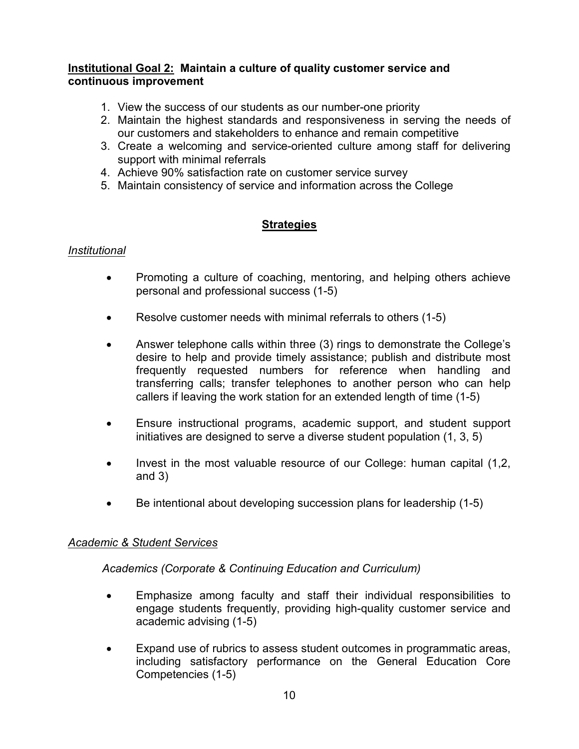**<u>Institutional Goal 2:</u> Maintain a culture of quality customer service and continuous improvement**

1. View the success of our students as our number-one priority
2. Maintain the highest standards and responsiveness in serving the needs of our customers and stakeholders to enhance and remain competitive
3. Create a welcoming and service-oriented culture among staff for delivering support with minimal referrals
4. Achieve 90% satisfaction rate on customer service survey
5. Maintain consistency of service and information across the College

## <u>Strategies</u>

*<u>Institutional</u>*

- Promoting a culture of coaching, mentoring, and helping others achieve personal and professional success (1-5)
- Resolve customer needs with minimal referrals to others (1-5)
- Answer telephone calls within three (3) rings to demonstrate the College's desire to help and provide timely assistance; publish and distribute most frequently requested numbers for reference when handling and transferring calls; transfer telephones to another person who can help callers if leaving the work station for an extended length of time (1-5)
- Ensure instructional programs, academic support, and student support initiatives are designed to serve a diverse student population (1, 3, 5)
- Invest in the most valuable resource of our College: human capital (1,2, and 3)
- Be intentional about developing succession plans for leadership (1-5)

*<u>Academic & Student Services</u>*

*Academics (Corporate & Continuing Education and Curriculum)*

- Emphasize among faculty and staff their individual responsibilities to engage students frequently, providing high-quality customer service and academic advising (1-5)
- Expand use of rubrics to assess student outcomes in programmatic areas, including satisfactory performance on the General Education Core Competencies (1-5)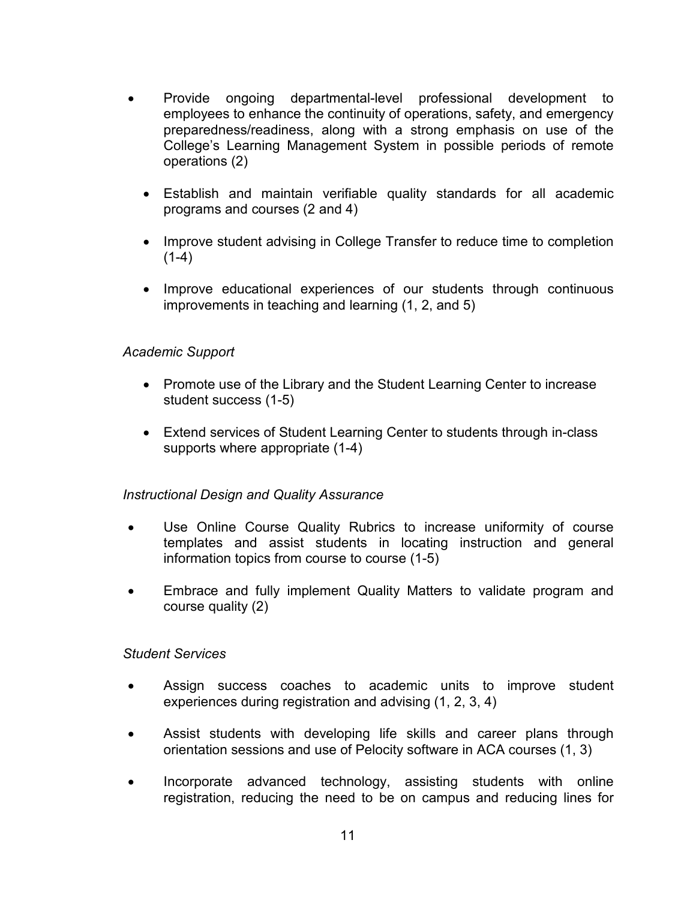- Provide ongoing departmental-level professional development to employees to enhance the continuity of operations, safety, and emergency preparedness/readiness, along with a strong emphasis on use of the College's Learning Management System in possible periods of remote operations (2)
- Establish and maintain verifiable quality standards for all academic programs and courses (2 and 4)
- Improve student advising in College Transfer to reduce time to completion (1-4)
- Improve educational experiences of our students through continuous improvements in teaching and learning (1, 2, and 5)

*Academic Support*

- Promote use of the Library and the Student Learning Center to increase student success (1-5)
- Extend services of Student Learning Center to students through in-class supports where appropriate (1-4)

*Instructional Design and Quality Assurance*

- Use Online Course Quality Rubrics to increase uniformity of course templates and assist students in locating instruction and general information topics from course to course (1-5)
- Embrace and fully implement Quality Matters to validate program and course quality (2)

*Student Services*

- Assign success coaches to academic units to improve student experiences during registration and advising (1, 2, 3, 4)
- Assist students with developing life skills and career plans through orientation sessions and use of Pelocity software in ACA courses (1, 3)
- Incorporate advanced technology, assisting students with online registration, reducing the need to be on campus and reducing lines for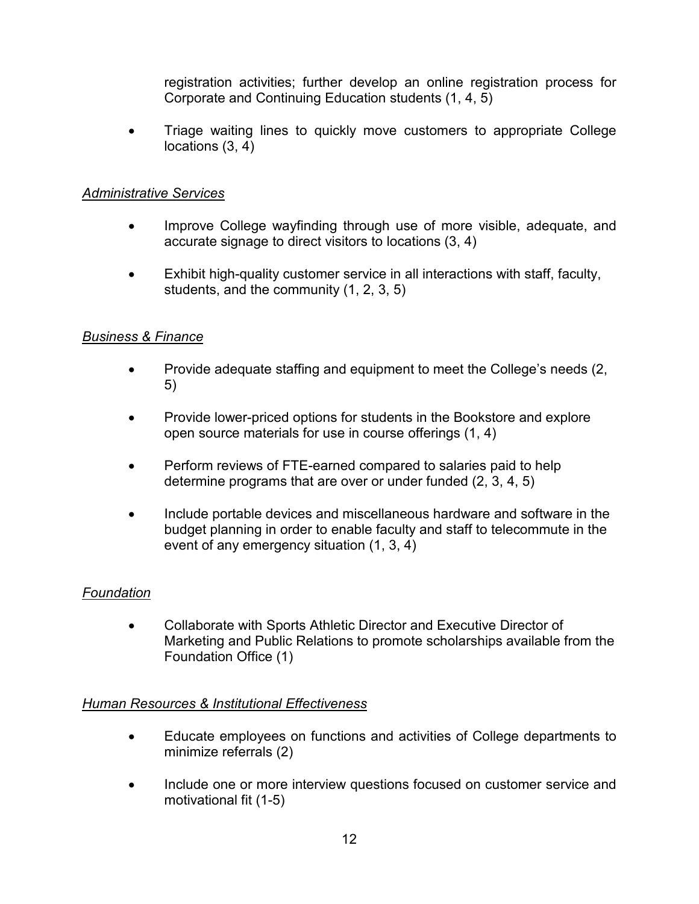registration activities; further develop an online registration process for Corporate and Continuing Education students (1, 4, 5)

- Triage waiting lines to quickly move customers to appropriate College locations (3, 4)

*Administrative Services*

- Improve College wayfinding through use of more visible, adequate, and accurate signage to direct visitors to locations (3, 4)
- Exhibit high-quality customer service in all interactions with staff, faculty, students, and the community (1, 2, 3, 5)

*Business & Finance*

- Provide adequate staffing and equipment to meet the College's needs (2, 5)
- Provide lower-priced options for students in the Bookstore and explore open source materials for use in course offerings (1, 4)
- Perform reviews of FTE-earned compared to salaries paid to help determine programs that are over or under funded (2, 3, 4, 5)
- Include portable devices and miscellaneous hardware and software in the budget planning in order to enable faculty and staff to telecommute in the event of any emergency situation (1, 3, 4)

*Foundation*

- Collaborate with Sports Athletic Director and Executive Director of Marketing and Public Relations to promote scholarships available from the Foundation Office (1)

*Human Resources & Institutional Effectiveness*

- Educate employees on functions and activities of College departments to minimize referrals (2)
- Include one or more interview questions focused on customer service and motivational fit (1-5)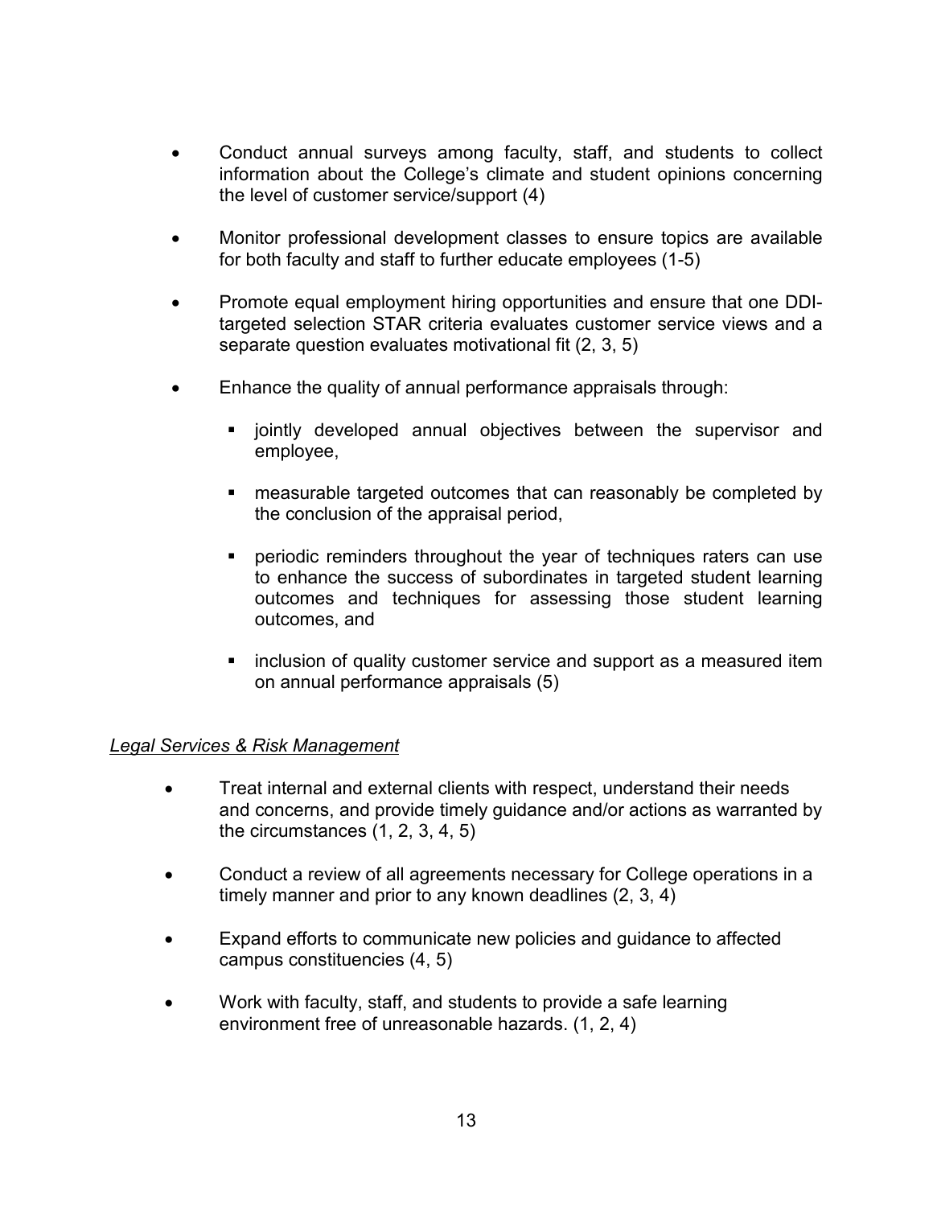- Conduct annual surveys among faculty, staff, and students to collect information about the College's climate and student opinions concerning the level of customer service/support (4)

- Monitor professional development classes to ensure topics are available for both faculty and staff to further educate employees (1-5)

- Promote equal employment hiring opportunities and ensure that one DDI-targeted selection STAR criteria evaluates customer service views and a separate question evaluates motivational fit (2, 3, 5)

- Enhance the quality of annual performance appraisals through:

  - jointly developed annual objectives between the supervisor and employee,

  - measurable targeted outcomes that can reasonably be completed by the conclusion of the appraisal period,

  - periodic reminders throughout the year of techniques raters can use to enhance the success of subordinates in targeted student learning outcomes and techniques for assessing those student learning outcomes, and

  - inclusion of quality customer service and support as a measured item on annual performance appraisals (5)

*<u>Legal Services & Risk Management</u>*

- Treat internal and external clients with respect, understand their needs and concerns, and provide timely guidance and/or actions as warranted by the circumstances (1, 2, 3, 4, 5)

- Conduct a review of all agreements necessary for College operations in a timely manner and prior to any known deadlines (2, 3, 4)

- Expand efforts to communicate new policies and guidance to affected campus constituencies (4, 5)

- Work with faculty, staff, and students to provide a safe learning environment free of unreasonable hazards. (1, 2, 4)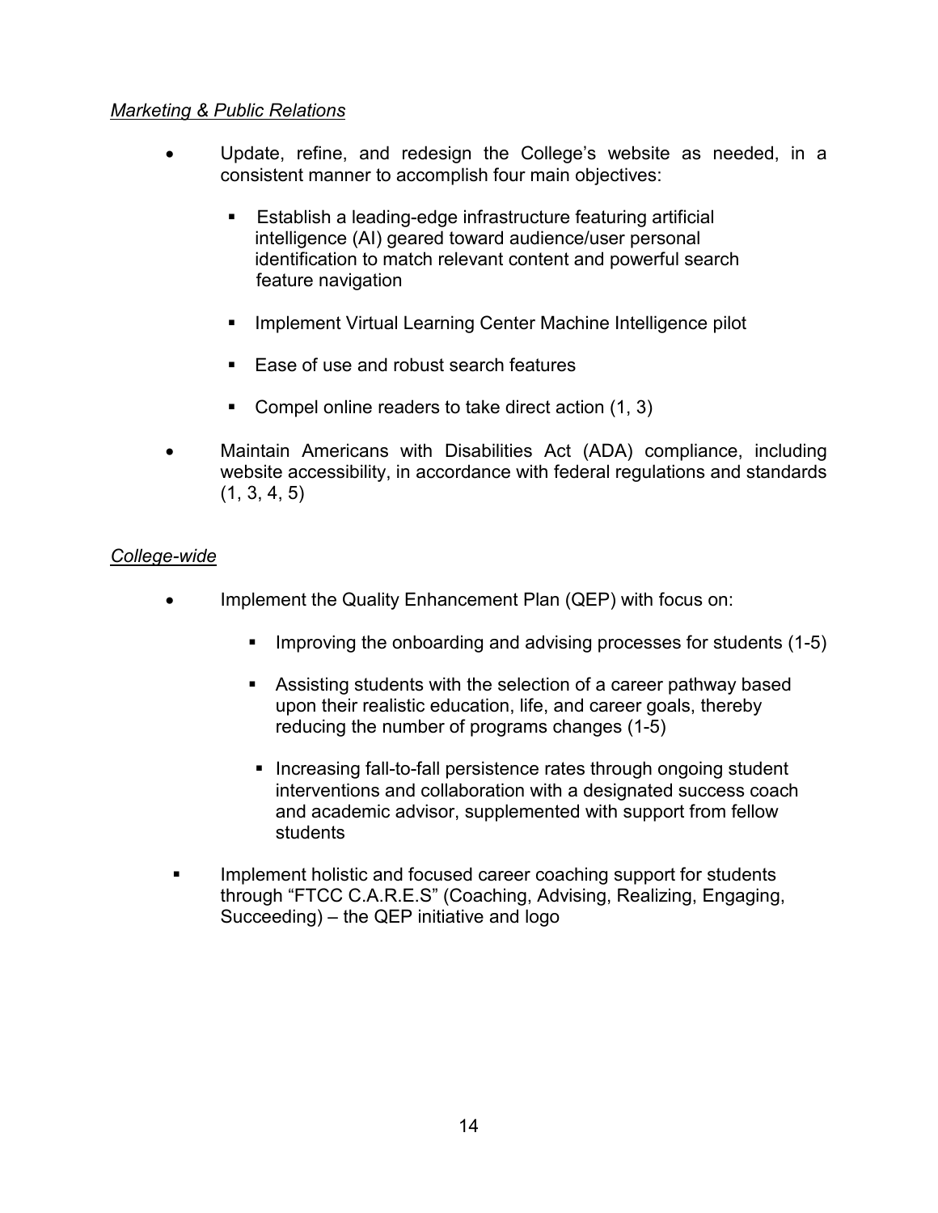*Marketing & Public Relations*

- Update, refine, and redesign the College's website as needed, in a consistent manner to accomplish four main objectives:
  - Establish a leading-edge infrastructure featuring artificial intelligence (AI) geared toward audience/user personal identification to match relevant content and powerful search feature navigation
  - Implement Virtual Learning Center Machine Intelligence pilot
  - Ease of use and robust search features
  - Compel online readers to take direct action (1, 3)
- Maintain Americans with Disabilities Act (ADA) compliance, including website accessibility, in accordance with federal regulations and standards (1, 3, 4, 5)

*College-wide*

- Implement the Quality Enhancement Plan (QEP) with focus on:
  - Improving the onboarding and advising processes for students (1-5)
  - Assisting students with the selection of a career pathway based upon their realistic education, life, and career goals, thereby reducing the number of programs changes (1-5)
  - Increasing fall-to-fall persistence rates through ongoing student interventions and collaboration with a designated success coach and academic advisor, supplemented with support from fellow students
- Implement holistic and focused career coaching support for students through "FTCC C.A.R.E.S" (Coaching, Advising, Realizing, Engaging, Succeeding) – the QEP initiative and logo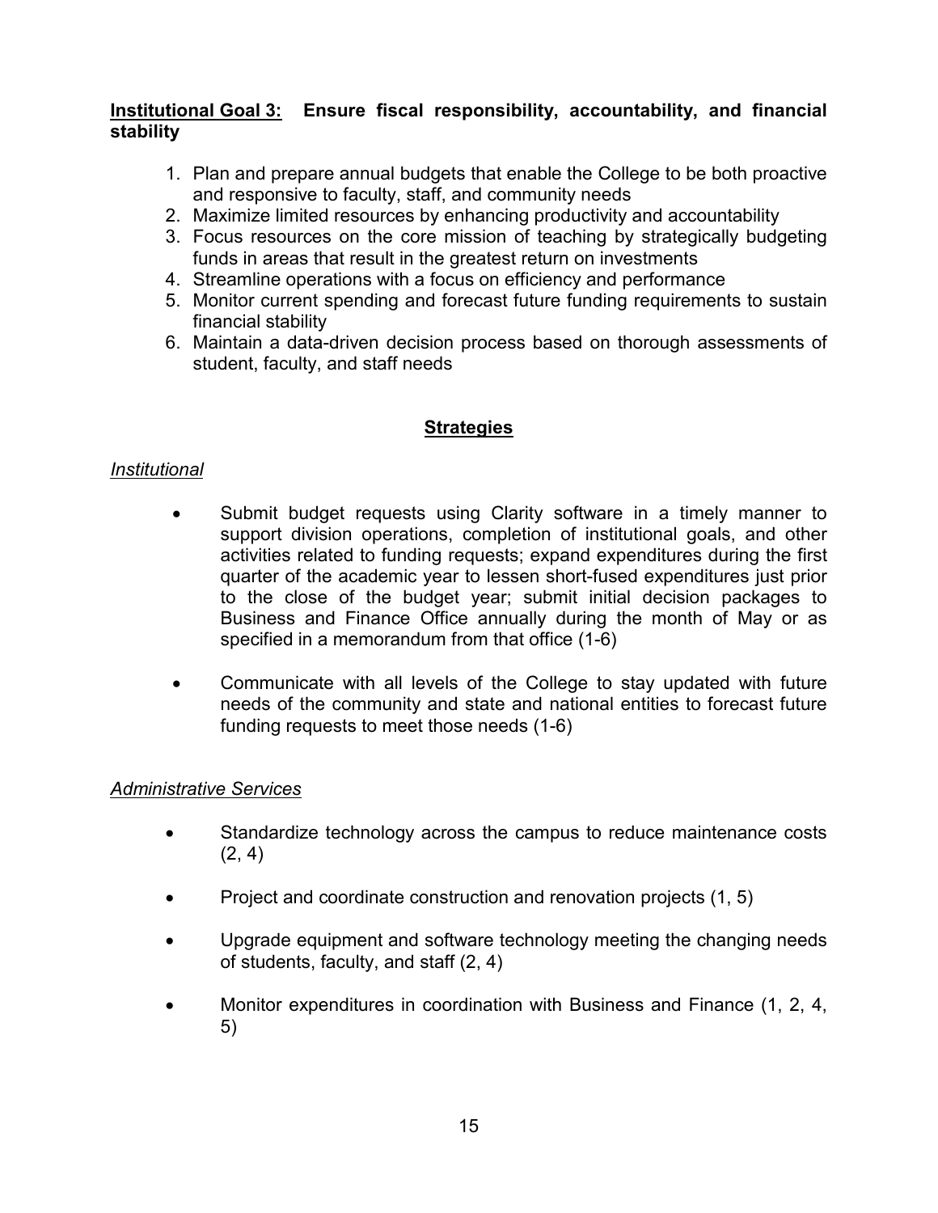**<u>Institutional Goal 3:</u> Ensure fiscal responsibility, accountability, and financial stability**

1. Plan and prepare annual budgets that enable the College to be both proactive and responsive to faculty, staff, and community needs
2. Maximize limited resources by enhancing productivity and accountability
3. Focus resources on the core mission of teaching by strategically budgeting funds in areas that result in the greatest return on investments
4. Streamline operations with a focus on efficiency and performance
5. Monitor current spending and forecast future funding requirements to sustain financial stability
6. Maintain a data-driven decision process based on thorough assessments of student, faculty, and staff needs

## Strategies

*Institutional*

- Submit budget requests using Clarity software in a timely manner to support division operations, completion of institutional goals, and other activities related to funding requests; expand expenditures during the first quarter of the academic year to lessen short-fused expenditures just prior to the close of the budget year; submit initial decision packages to Business and Finance Office annually during the month of May or as specified in a memorandum from that office (1-6)

- Communicate with all levels of the College to stay updated with future needs of the community and state and national entities to forecast future funding requests to meet those needs (1-6)

*Administrative Services*

- Standardize technology across the campus to reduce maintenance costs (2, 4)

- Project and coordinate construction and renovation projects (1, 5)

- Upgrade equipment and software technology meeting the changing needs of students, faculty, and staff (2, 4)

- Monitor expenditures in coordination with Business and Finance (1, 2, 4, 5)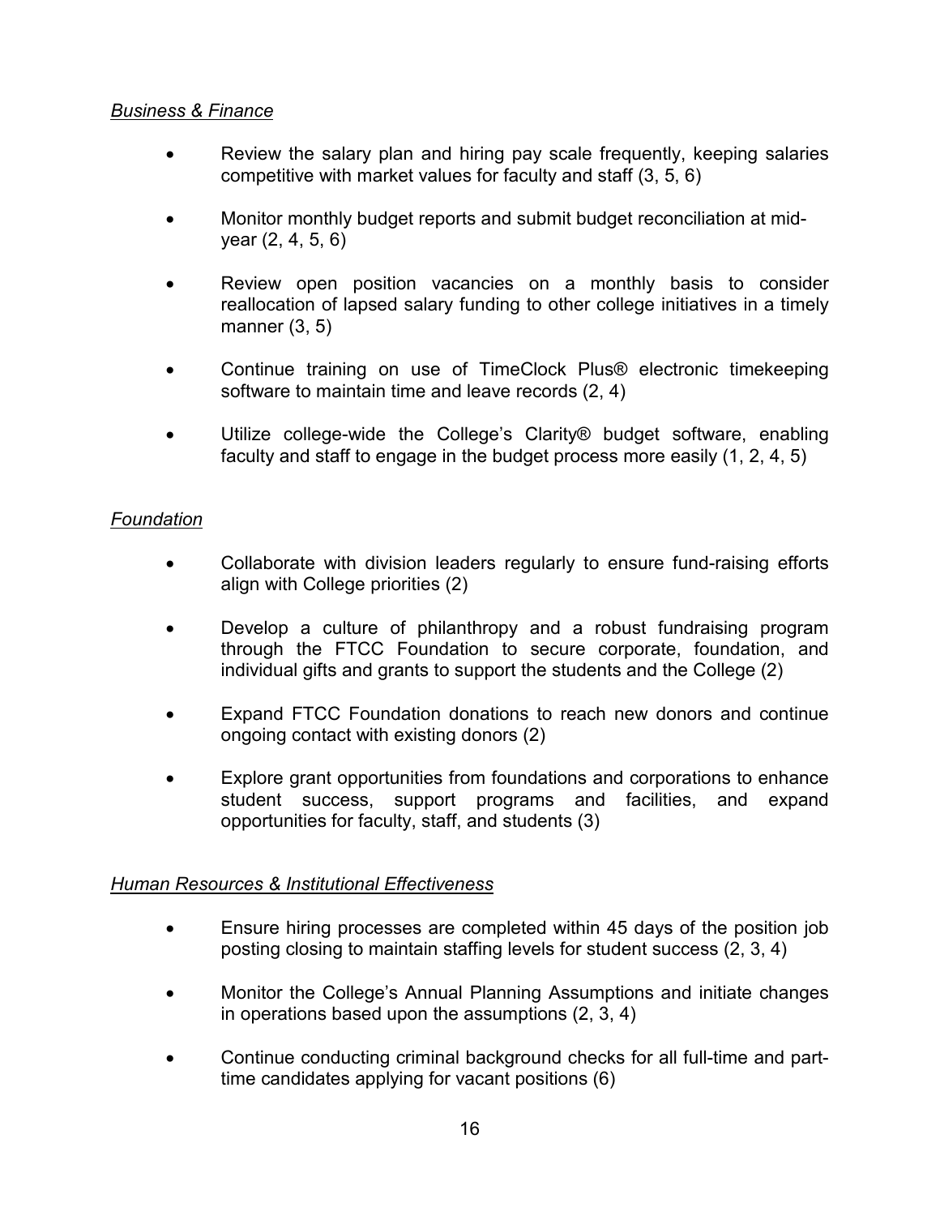*Business & Finance*

- Review the salary plan and hiring pay scale frequently, keeping salaries competitive with market values for faculty and staff (3, 5, 6)
- Monitor monthly budget reports and submit budget reconciliation at mid-year (2, 4, 5, 6)
- Review open position vacancies on a monthly basis to consider reallocation of lapsed salary funding to other college initiatives in a timely manner (3, 5)
- Continue training on use of TimeClock Plus® electronic timekeeping software to maintain time and leave records (2, 4)
- Utilize college-wide the College's Clarity® budget software, enabling faculty and staff to engage in the budget process more easily (1, 2, 4, 5)

*Foundation*

- Collaborate with division leaders regularly to ensure fund-raising efforts align with College priorities (2)
- Develop a culture of philanthropy and a robust fundraising program through the FTCC Foundation to secure corporate, foundation, and individual gifts and grants to support the students and the College (2)
- Expand FTCC Foundation donations to reach new donors and continue ongoing contact with existing donors (2)
- Explore grant opportunities from foundations and corporations to enhance student success, support programs and facilities, and expand opportunities for faculty, staff, and students (3)

*Human Resources & Institutional Effectiveness*

- Ensure hiring processes are completed within 45 days of the position job posting closing to maintain staffing levels for student success (2, 3, 4)
- Monitor the College's Annual Planning Assumptions and initiate changes in operations based upon the assumptions (2, 3, 4)
- Continue conducting criminal background checks for all full-time and part-time candidates applying for vacant positions (6)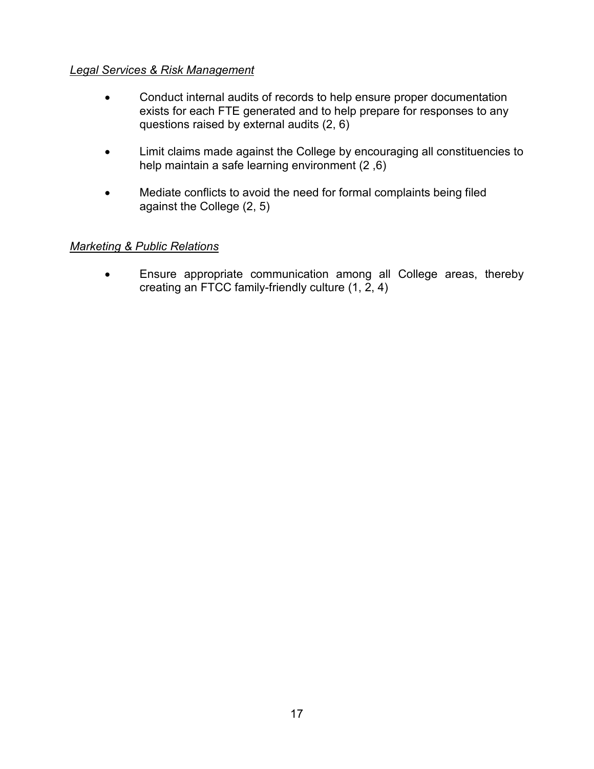*Legal Services & Risk Management*

- Conduct internal audits of records to help ensure proper documentation exists for each FTE generated and to help prepare for responses to any questions raised by external audits (2, 6)
- Limit claims made against the College by encouraging all constituencies to help maintain a safe learning environment (2 ,6)
- Mediate conflicts to avoid the need for formal complaints being filed against the College (2, 5)

*Marketing & Public Relations*

- Ensure appropriate communication among all College areas, thereby creating an FTCC family-friendly culture (1, 2, 4)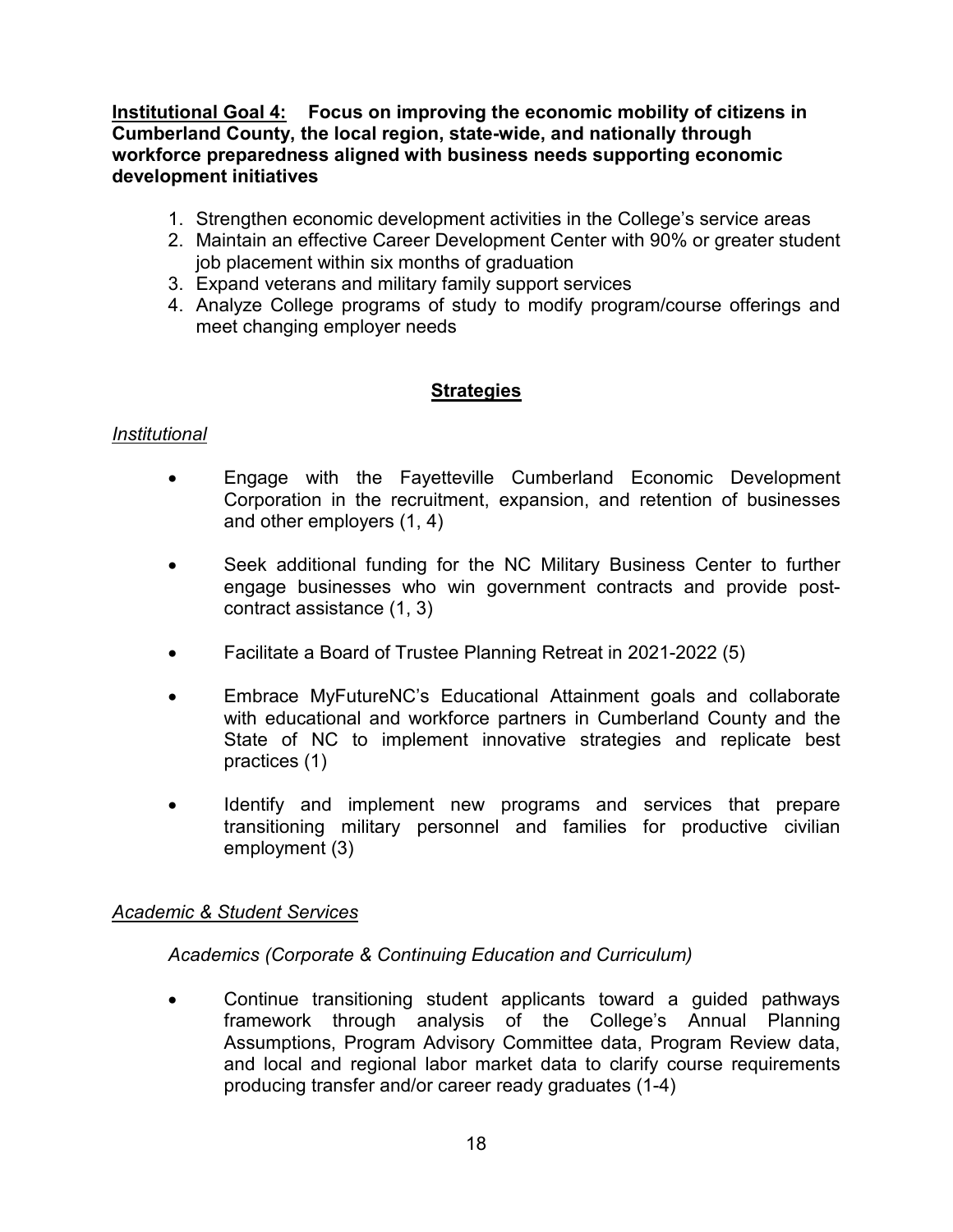**<u>Institutional Goal 4:</u> Focus on improving the economic mobility of citizens in Cumberland County, the local region, state-wide, and nationally through workforce preparedness aligned with business needs supporting economic development initiatives**

1. Strengthen economic development activities in the College's service areas
2. Maintain an effective Career Development Center with 90% or greater student job placement within six months of graduation
3. Expand veterans and military family support services
4. Analyze College programs of study to modify program/course offerings and meet changing employer needs

## <u>Strategies</u>

*<u>Institutional</u>*

- Engage with the Fayetteville Cumberland Economic Development Corporation in the recruitment, expansion, and retention of businesses and other employers (1, 4)
- Seek additional funding for the NC Military Business Center to further engage businesses who win government contracts and provide post-contract assistance (1, 3)
- Facilitate a Board of Trustee Planning Retreat in 2021-2022 (5)
- Embrace MyFutureNC's Educational Attainment goals and collaborate with educational and workforce partners in Cumberland County and the State of NC to implement innovative strategies and replicate best practices (1)
- Identify and implement new programs and services that prepare transitioning military personnel and families for productive civilian employment (3)

*<u>Academic & Student Services</u>*

*Academics (Corporate & Continuing Education and Curriculum)*

- Continue transitioning student applicants toward a guided pathways framework through analysis of the College's Annual Planning Assumptions, Program Advisory Committee data, Program Review data, and local and regional labor market data to clarify course requirements producing transfer and/or career ready graduates (1-4)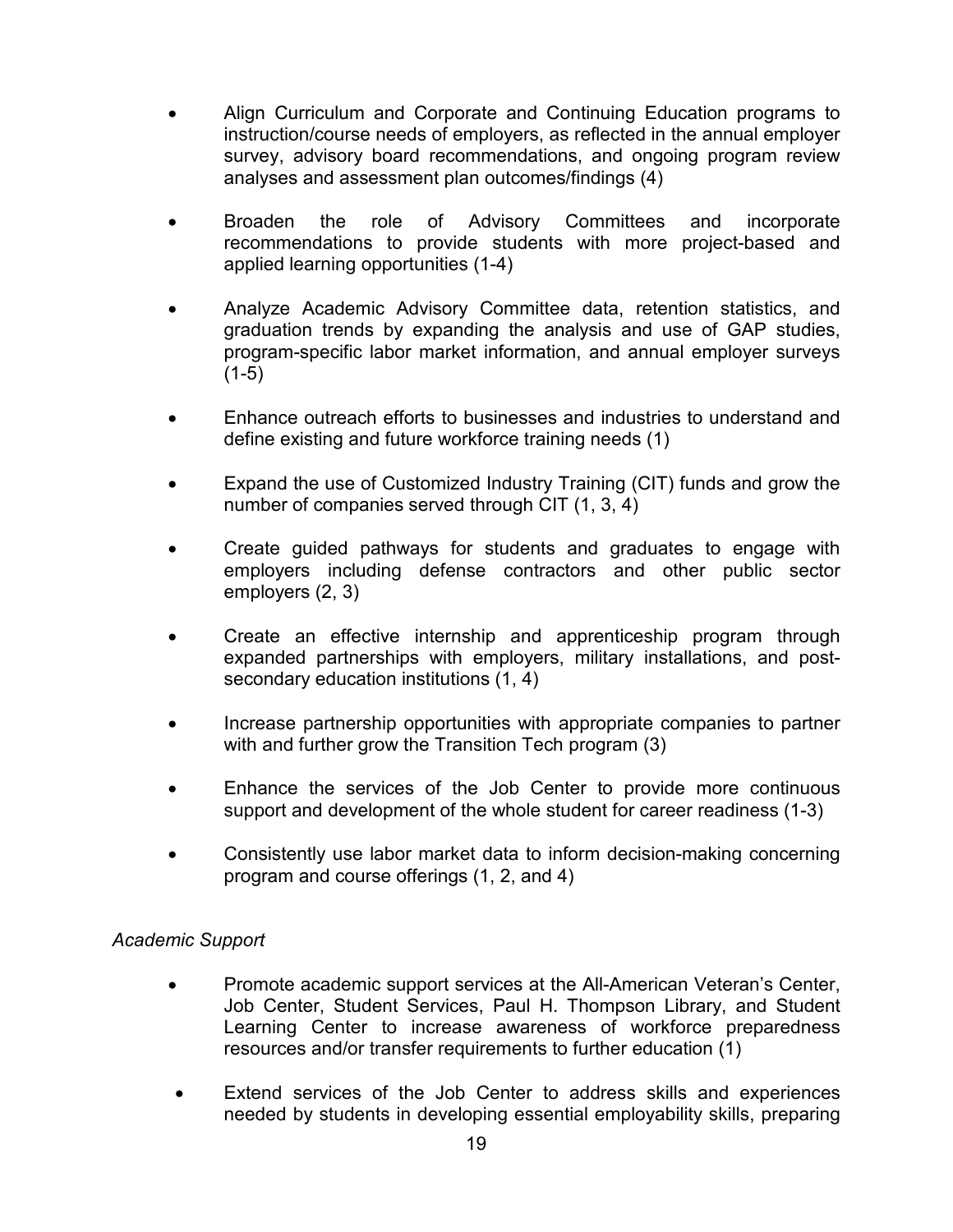- Align Curriculum and Corporate and Continuing Education programs to instruction/course needs of employers, as reflected in the annual employer survey, advisory board recommendations, and ongoing program review analyses and assessment plan outcomes/findings (4)

- Broaden the role of Advisory Committees and incorporate recommendations to provide students with more project-based and applied learning opportunities (1-4)

- Analyze Academic Advisory Committee data, retention statistics, and graduation trends by expanding the analysis and use of GAP studies, program-specific labor market information, and annual employer surveys (1-5)

- Enhance outreach efforts to businesses and industries to understand and define existing and future workforce training needs (1)

- Expand the use of Customized Industry Training (CIT) funds and grow the number of companies served through CIT (1, 3, 4)

- Create guided pathways for students and graduates to engage with employers including defense contractors and other public sector employers (2, 3)

- Create an effective internship and apprenticeship program through expanded partnerships with employers, military installations, and post-secondary education institutions (1, 4)

- Increase partnership opportunities with appropriate companies to partner with and further grow the Transition Tech program (3)

- Enhance the services of the Job Center to provide more continuous support and development of the whole student for career readiness (1-3)

- Consistently use labor market data to inform decision-making concerning program and course offerings (1, 2, and 4)

*Academic Support*

- Promote academic support services at the All-American Veteran's Center, Job Center, Student Services, Paul H. Thompson Library, and Student Learning Center to increase awareness of workforce preparedness resources and/or transfer requirements to further education (1)

- Extend services of the Job Center to address skills and experiences needed by students in developing essential employability skills, preparing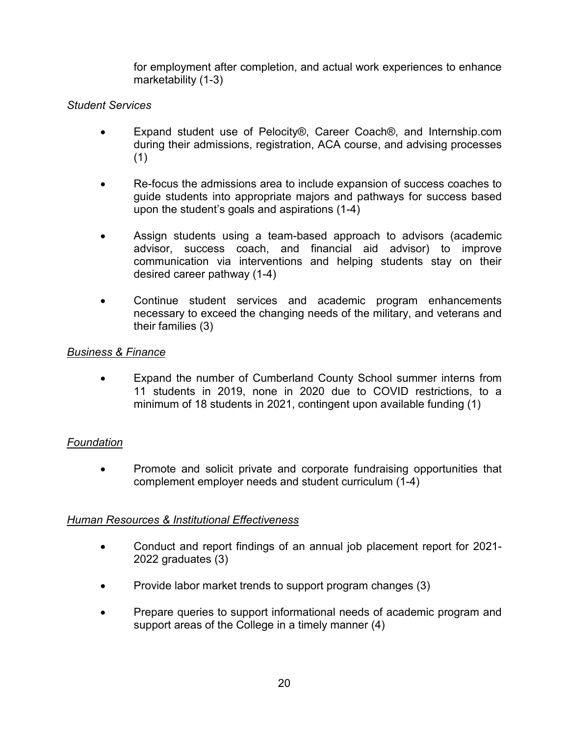for employment after completion, and actual work experiences to enhance marketability (1-3)

*Student Services*

- Expand student use of Pelocity®, Career Coach®, and Internship.com during their admissions, registration, ACA course, and advising processes (1)
- Re-focus the admissions area to include expansion of success coaches to guide students into appropriate majors and pathways for success based upon the student's goals and aspirations (1-4)
- Assign students using a team-based approach to advisors (academic advisor, success coach, and financial aid advisor) to improve communication via interventions and helping students stay on their desired career pathway (1-4)
- Continue student services and academic program enhancements necessary to exceed the changing needs of the military, and veterans and their families (3)

*Business & Finance*

- Expand the number of Cumberland County School summer interns from 11 students in 2019, none in 2020 due to COVID restrictions, to a minimum of 18 students in 2021, contingent upon available funding (1)

*Foundation*

- Promote and solicit private and corporate fundraising opportunities that complement employer needs and student curriculum (1-4)

*Human Resources & Institutional Effectiveness*

- Conduct and report findings of an annual job placement report for 2021-2022 graduates (3)
- Provide labor market trends to support program changes (3)
- Prepare queries to support informational needs of academic program and support areas of the College in a timely manner (4)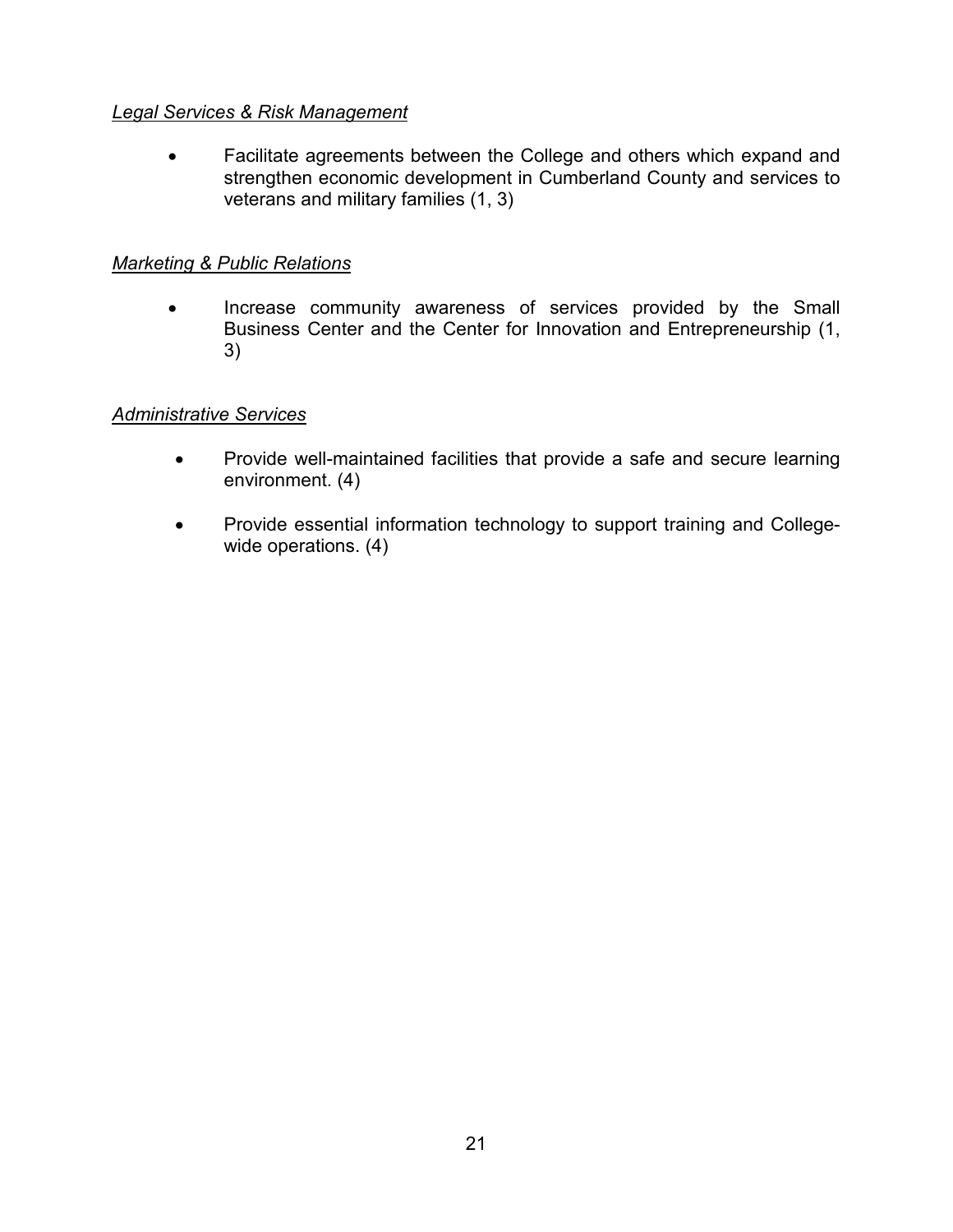*Legal Services & Risk Management*

- Facilitate agreements between the College and others which expand and strengthen economic development in Cumberland County and services to veterans and military families (1, 3)

*Marketing & Public Relations*

- Increase community awareness of services provided by the Small Business Center and the Center for Innovation and Entrepreneurship (1, 3)

*Administrative Services*

- Provide well-maintained facilities that provide a safe and secure learning environment. (4)
- Provide essential information technology to support training and College-wide operations. (4)